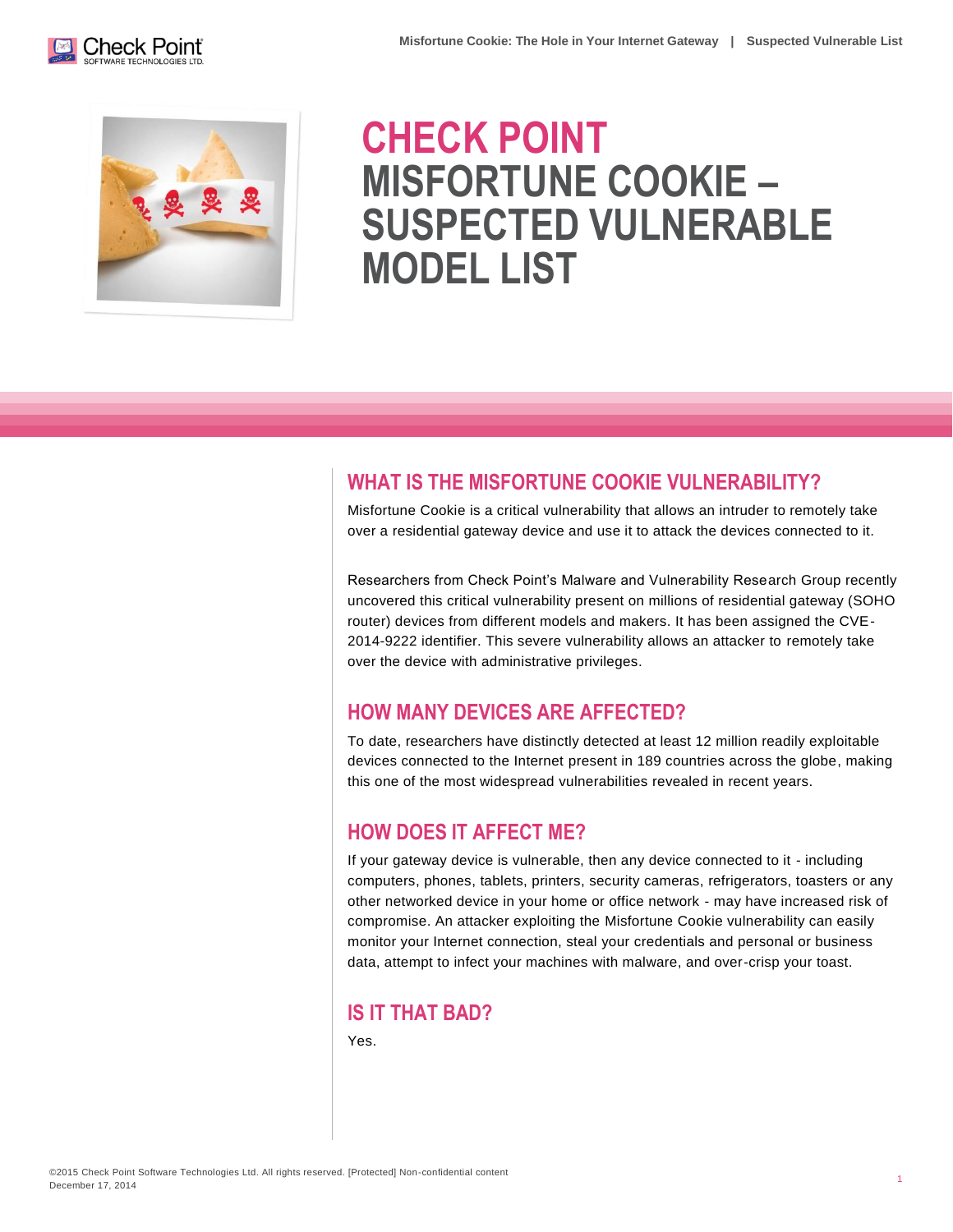# CHECK POINT MISFORTUNE COOKIE – SUSPECTED VULNERABLE MODEL LIST

## WHAT IS THE MISFORTUNE COOKIE VULNERABILITY?

Misfortune Cookie is a critical vulnerability that allows an intruder to remotely take over a residential gateway device and use it to attack the devices connected to it.

Researchers from Check Point's Malware and Vulnerability Research Group recently uncovered this critical vulnerability present on millions of residential gateway (SOHO router) devices from different models and makers. It has been assigned the CVE-2014-9222 identifier. This severe vulnerability allows an attacker to remotely take over the device with administrative privileges.

## HOW MANY DEVICES ARE AFFECTED?

To date, researchers have distinctly detected at least 12 million readily exploitable devices connected to the Internet present in 189 countries across the globe, making this one of the most widespread vulnerabilities revealed in recent years.

## HOW DOES IT AFFECT ME?

If your gateway device is vulnerable, then any device connected to it - including computers, phones, tablets, printers, security cameras, refrigerators, toasters or any other networked device in your home or office network - may have increased risk of compromise. An attacker exploiting the Misfortune Cookie vulnerability can easily monitor your Internet connection, steal your credentials and personal or business data, attempt to infect your machines with malware, and over-crisp your toast.

## IS IT THAT BAD?

Yes.

©2015 Check Point Software Technologies Ltd. All rights reserved. [Protected] Non-confidential content
December 17, 2014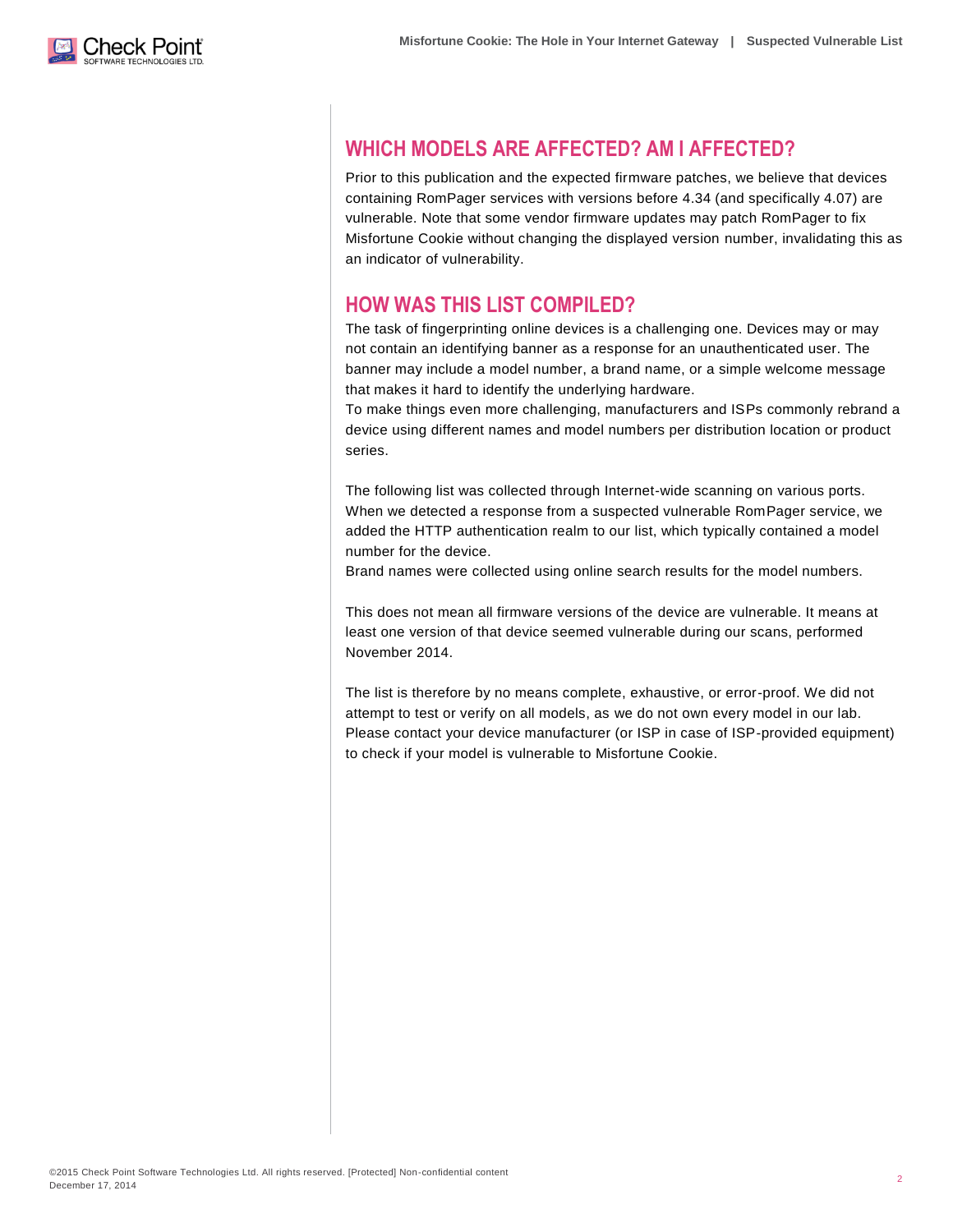## WHICH MODELS ARE AFFECTED? AM I AFFECTED?

Prior to this publication and the expected firmware patches, we believe that devices containing RomPager services with versions before 4.34 (and specifically 4.07) are vulnerable. Note that some vendor firmware updates may patch RomPager to fix Misfortune Cookie without changing the displayed version number, invalidating this as an indicator of vulnerability.

## HOW WAS THIS LIST COMPILED?

The task of fingerprinting online devices is a challenging one. Devices may or may not contain an identifying banner as a response for an unauthenticated user. The banner may include a model number, a brand name, or a simple welcome message that makes it hard to identify the underlying hardware.

To make things even more challenging, manufacturers and ISPs commonly rebrand a device using different names and model numbers per distribution location or product series.

The following list was collected through Internet-wide scanning on various ports. When we detected a response from a suspected vulnerable RomPager service, we added the HTTP authentication realm to our list, which typically contained a model number for the device.

Brand names were collected using online search results for the model numbers.

This does not mean all firmware versions of the device are vulnerable. It means at least one version of that device seemed vulnerable during our scans, performed November 2014.

The list is therefore by no means complete, exhaustive, or error-proof. We did not attempt to test or verify on all models, as we do not own every model in our lab. Please contact your device manufacturer (or ISP in case of ISP-provided equipment) to check if your model is vulnerable to Misfortune Cookie.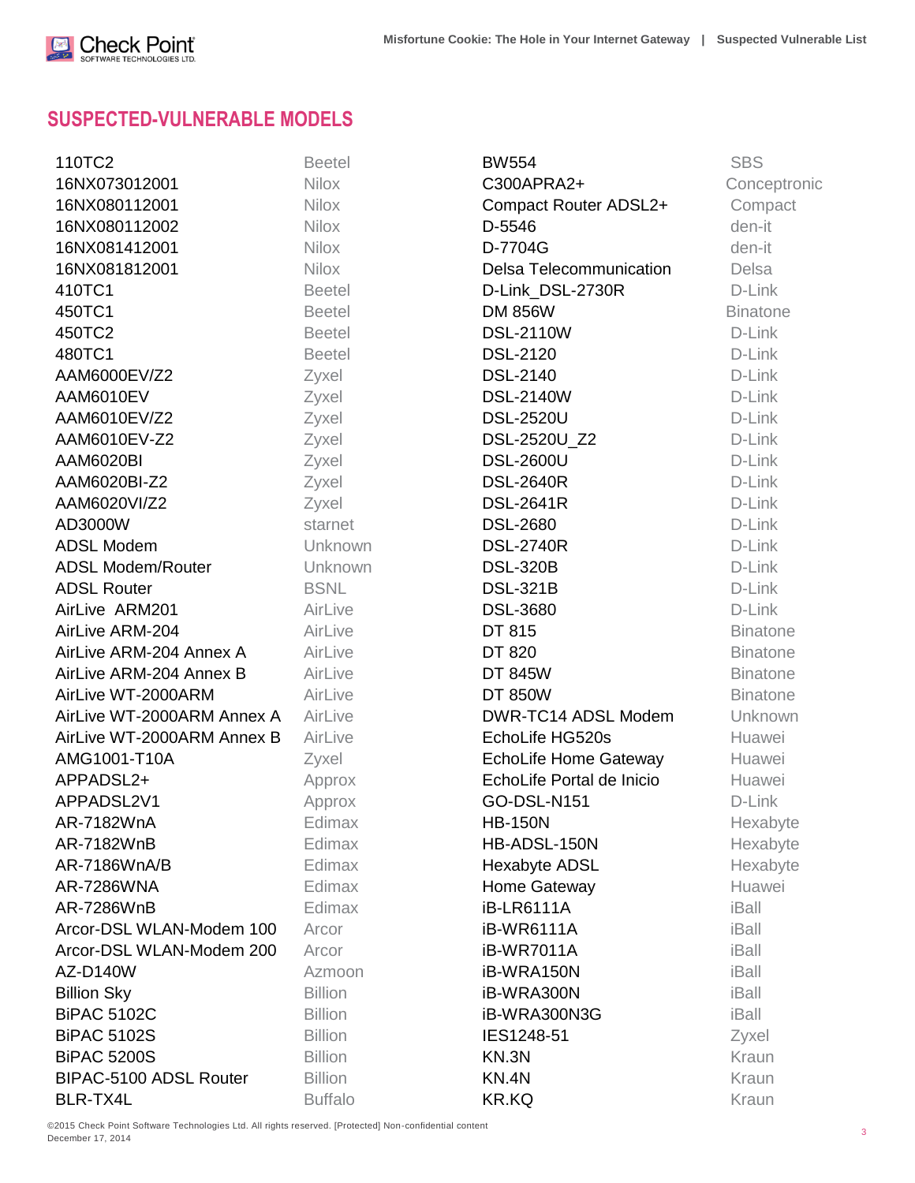## SUSPECTED-VULNERABLE MODELS

| Model | Vendor |
|---|---|
| 110TC2 | Beetel |
| 16NX073012001 | Nilox |
| 16NX080112001 | Nilox |
| 16NX080112002 | Nilox |
| 16NX081412001 | Nilox |
| 16NX081812001 | Nilox |
| 410TC1 | Beetel |
| 450TC1 | Beetel |
| 450TC2 | Beetel |
| 480TC1 | Beetel |
| AAM6000EV/Z2 | Zyxel |
| AAM6010EV | Zyxel |
| AAM6010EV/Z2 | Zyxel |
| AAM6010EV-Z2 | Zyxel |
| AAM6020BI | Zyxel |
| AAM6020BI-Z2 | Zyxel |
| AAM6020VI/Z2 | Zyxel |
| AD3000W | starnet |
| ADSL Modem | Unknown |
| ADSL Modem/Router | Unknown |
| ADSL Router | BSNL |
| AirLive ARM201 | AirLive |
| AirLive ARM-204 | AirLive |
| AirLive ARM-204 Annex A | AirLive |
| AirLive ARM-204 Annex B | AirLive |
| AirLive WT-2000ARM | AirLive |
| AirLive WT-2000ARM Annex A | AirLive |
| AirLive WT-2000ARM Annex B | AirLive |
| AMG1001-T10A | Zyxel |
| APPADSL2+ | Approx |
| APPADSL2V1 | Approx |
| AR-7182WnA | Edimax |
| AR-7182WnB | Edimax |
| AR-7186WnA/B | Edimax |
| AR-7286WNA | Edimax |
| AR-7286WnB | Edimax |
| Arcor-DSL WLAN-Modem 100 | Arcor |
| Arcor-DSL WLAN-Modem 200 | Arcor |
| AZ-D140W | Azmoon |
| Billion Sky | Billion |
| BiPAC 5102C | Billion |
| BiPAC 5102S | Billion |
| BiPAC 5200S | Billion |
| BIPAC-5100 ADSL Router | Billion |
| BLR-TX4L | Buffalo |
| BW554 | SBS |
| C300APRA2+ | Conceptronic |
| Compact Router ADSL2+ | Compact |
| D-5546 | den-it |
| D-7704G | den-it |
| Delsa Telecommunication | Delsa |
| D-Link_DSL-2730R | D-Link |
| DM 856W | Binatone |
| DSL-2110W | D-Link |
| DSL-2120 | D-Link |
| DSL-2140 | D-Link |
| DSL-2140W | D-Link |
| DSL-2520U | D-Link |
| DSL-2520U_Z2 | D-Link |
| DSL-2600U | D-Link |
| DSL-2640R | D-Link |
| DSL-2641R | D-Link |
| DSL-2680 | D-Link |
| DSL-2740R | D-Link |
| DSL-320B | D-Link |
| DSL-321B | D-Link |
| DSL-3680 | D-Link |
| DT 815 | Binatone |
| DT 820 | Binatone |
| DT 845W | Binatone |
| DT 850W | Binatone |
| DWR-TC14 ADSL Modem | Unknown |
| EchoLife HG520s | Huawei |
| EchoLife Home Gateway | Huawei |
| EchoLife Portal de Inicio | Huawei |
| GO-DSL-N151 | D-Link |
| HB-150N | Hexabyte |
| HB-ADSL-150N | Hexabyte |
| Hexabyte ADSL | Hexabyte |
| Home Gateway | Huawei |
| iB-LR6111A | iBall |
| iB-WR6111A | iBall |
| iB-WR7011A | iBall |
| iB-WRA150N | iBall |
| iB-WRA300N | iBall |
| iB-WRA300N3G | iBall |
| IES1248-51 | Zyxel |
| KN.3N | Kraun |
| KN.4N | Kraun |
| KR.KQ | Kraun |

©2015 Check Point Software Technologies Ltd. All rights reserved. [Protected] Non-confidential content
December 17, 2014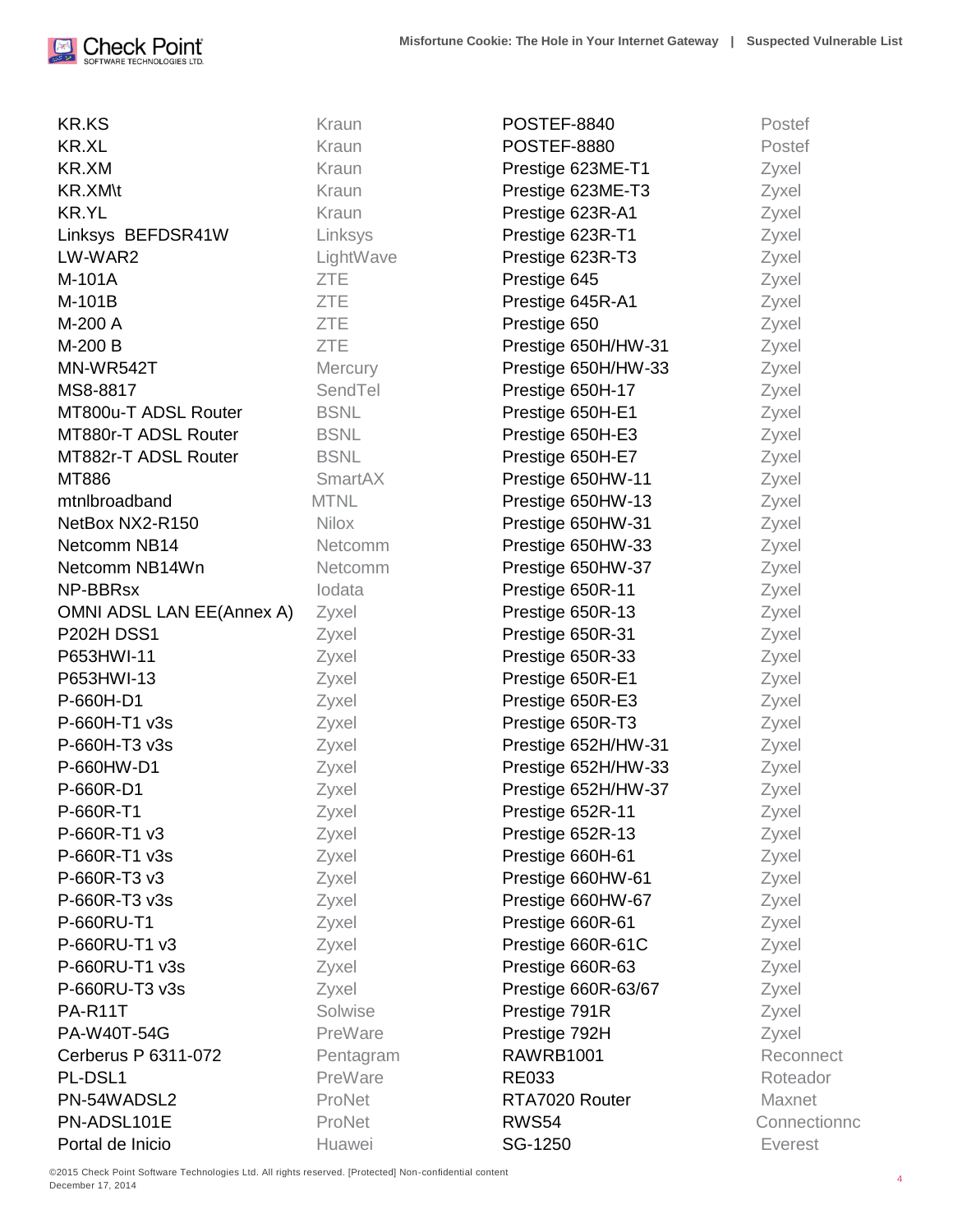| Model | Vendor |
|---|---|
| KR.KS | Kraun |
| KR.XL | Kraun |
| KR.XM | Kraun |
| KR.XM\t | Kraun |
| KR.YL | Kraun |
| Linksys BEFDSR41W | Linksys |
| LW-WAR2 | LightWave |
| M-101A | ZTE |
| M-101B | ZTE |
| M-200 A | ZTE |
| M-200 B | ZTE |
| MN-WR542T | Mercury |
| MS8-8817 | SendTel |
| MT800u-T ADSL Router | BSNL |
| MT880r-T ADSL Router | BSNL |
| MT882r-T ADSL Router | BSNL |
| MT886 | SmartAX |
| mtnlbroadband | MTNL |
| NetBox NX2-R150 | Nilox |
| Netcomm NB14 | Netcomm |
| Netcomm NB14Wn | Netcomm |
| NP-BBRsx | Iodata |
| OMNI ADSL LAN EE(Annex A) | Zyxel |
| P202H DSS1 | Zyxel |
| P653HWI-11 | Zyxel |
| P653HWI-13 | Zyxel |
| P-660H-D1 | Zyxel |
| P-660H-T1 v3s | Zyxel |
| P-660H-T3 v3s | Zyxel |
| P-660HW-D1 | Zyxel |
| P-660R-D1 | Zyxel |
| P-660R-T1 | Zyxel |
| P-660R-T1 v3 | Zyxel |
| P-660R-T1 v3s | Zyxel |
| P-660R-T3 v3 | Zyxel |
| P-660R-T3 v3s | Zyxel |
| P-660RU-T1 | Zyxel |
| P-660RU-T1 v3 | Zyxel |
| P-660RU-T1 v3s | Zyxel |
| P-660RU-T3 v3s | Zyxel |
| PA-R11T | Solwise |
| PA-W40T-54G | PreWare |
| Cerberus P 6311-072 | Pentagram |
| PL-DSL1 | PreWare |
| PN-54WADSL2 | ProNet |
| PN-ADSL101E | ProNet |
| Portal de Inicio | Huawei |
| POSTEF-8840 | Postef |
| POSTEF-8880 | Postef |
| Prestige 623ME-T1 | Zyxel |
| Prestige 623ME-T3 | Zyxel |
| Prestige 623R-A1 | Zyxel |
| Prestige 623R-T1 | Zyxel |
| Prestige 623R-T3 | Zyxel |
| Prestige 645 | Zyxel |
| Prestige 645R-A1 | Zyxel |
| Prestige 650 | Zyxel |
| Prestige 650H/HW-31 | Zyxel |
| Prestige 650H/HW-33 | Zyxel |
| Prestige 650H-17 | Zyxel |
| Prestige 650H-E1 | Zyxel |
| Prestige 650H-E3 | Zyxel |
| Prestige 650H-E7 | Zyxel |
| Prestige 650HW-11 | Zyxel |
| Prestige 650HW-13 | Zyxel |
| Prestige 650HW-31 | Zyxel |
| Prestige 650HW-33 | Zyxel |
| Prestige 650HW-37 | Zyxel |
| Prestige 650R-11 | Zyxel |
| Prestige 650R-13 | Zyxel |
| Prestige 650R-31 | Zyxel |
| Prestige 650R-33 | Zyxel |
| Prestige 650R-E1 | Zyxel |
| Prestige 650R-E3 | Zyxel |
| Prestige 650R-T3 | Zyxel |
| Prestige 652H/HW-31 | Zyxel |
| Prestige 652H/HW-33 | Zyxel |
| Prestige 652H/HW-37 | Zyxel |
| Prestige 652R-11 | Zyxel |
| Prestige 652R-13 | Zyxel |
| Prestige 660H-61 | Zyxel |
| Prestige 660HW-61 | Zyxel |
| Prestige 660HW-67 | Zyxel |
| Prestige 660R-61 | Zyxel |
| Prestige 660R-61C | Zyxel |
| Prestige 660R-63 | Zyxel |
| Prestige 660R-63/67 | Zyxel |
| Prestige 791R | Zyxel |
| Prestige 792H | Zyxel |
| RAWRB1001 | Reconnect |
| RE033 | Roteador |
| RTA7020 Router | Maxnet |
| RWS54 | Connectionnc |
| SG-1250 | Everest |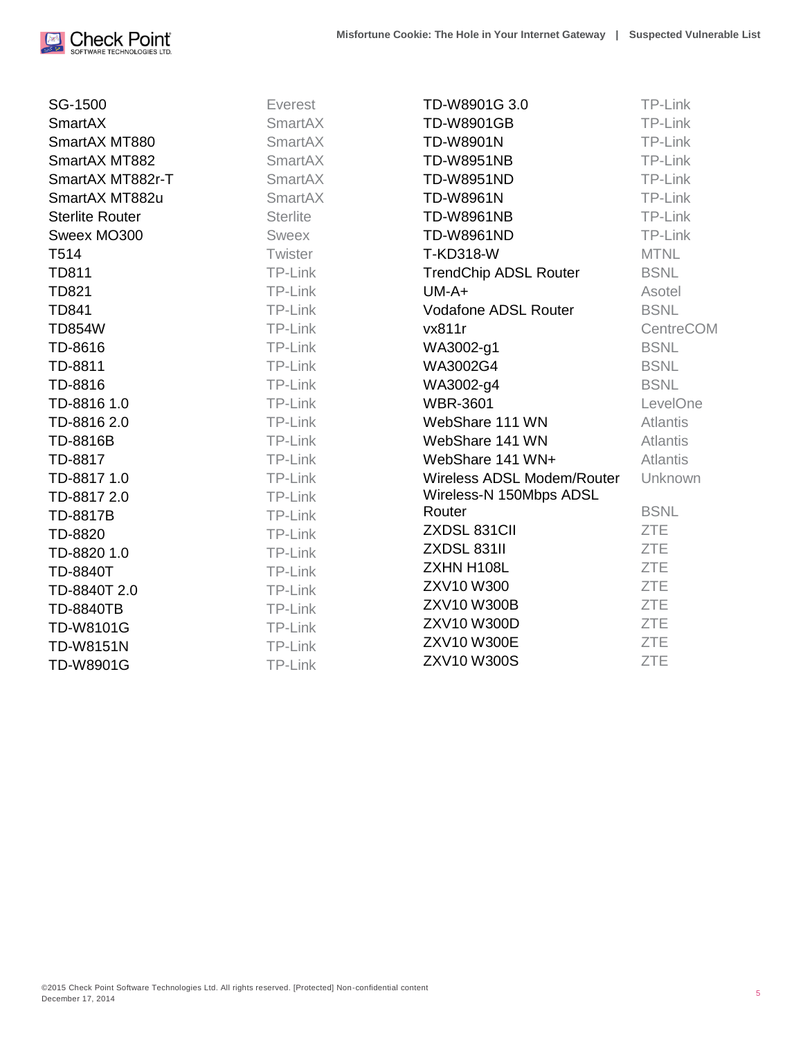| | |
|---|---|
| SG-1500 | Everest |
| SmartAX | SmartAX |
| SmartAX MT880 | SmartAX |
| SmartAX MT882 | SmartAX |
| SmartAX MT882r-T | SmartAX |
| SmartAX MT882u | SmartAX |
| Sterlite Router | Sterlite |
| Sweex MO300 | Sweex |
| T514 | Twister |
| TD811 | TP-Link |
| TD821 | TP-Link |
| TD841 | TP-Link |
| TD854W | TP-Link |
| TD-8616 | TP-Link |
| TD-8811 | TP-Link |
| TD-8816 | TP-Link |
| TD-8816 1.0 | TP-Link |
| TD-8816 2.0 | TP-Link |
| TD-8816B | TP-Link |
| TD-8817 | TP-Link |
| TD-8817 1.0 | TP-Link |
| TD-8817 2.0 | TP-Link |
| TD-8817B | TP-Link |
| TD-8820 | TP-Link |
| TD-8820 1.0 | TP-Link |
| TD-8840T | TP-Link |
| TD-8840T 2.0 | TP-Link |
| TD-8840TB | TP-Link |
| TD-W8101G | TP-Link |
| TD-W8151N | TP-Link |
| TD-W8901G | TP-Link |
| TD-W8901G 3.0 | TP-Link |
| TD-W8901GB | TP-Link |
| TD-W8901N | TP-Link |
| TD-W8951NB | TP-Link |
| TD-W8951ND | TP-Link |
| TD-W8961N | TP-Link |
| TD-W8961NB | TP-Link |
| TD-W8961ND | TP-Link |
| T-KD318-W | MTNL |
| TrendChip ADSL Router | BSNL |
| UM-A+ | Asotel |
| Vodafone ADSL Router | BSNL |
| vx811r | CentreCOM |
| WA3002-g1 | BSNL |
| WA3002G4 | BSNL |
| WA3002-g4 | BSNL |
| WBR-3601 | LevelOne |
| WebShare 111 WN | Atlantis |
| WebShare 141 WN | Atlantis |
| WebShare 141 WN+ | Atlantis |
| Wireless ADSL Modem/Router | Unknown |
| Wireless-N 150Mbps ADSL Router | BSNL |
| ZXDSL 831CII | ZTE |
| ZXDSL 831II | ZTE |
| ZXHN H108L | ZTE |
| ZXV10 W300 | ZTE |
| ZXV10 W300B | ZTE |
| ZXV10 W300D | ZTE |
| ZXV10 W300E | ZTE |
| ZXV10 W300S | ZTE |